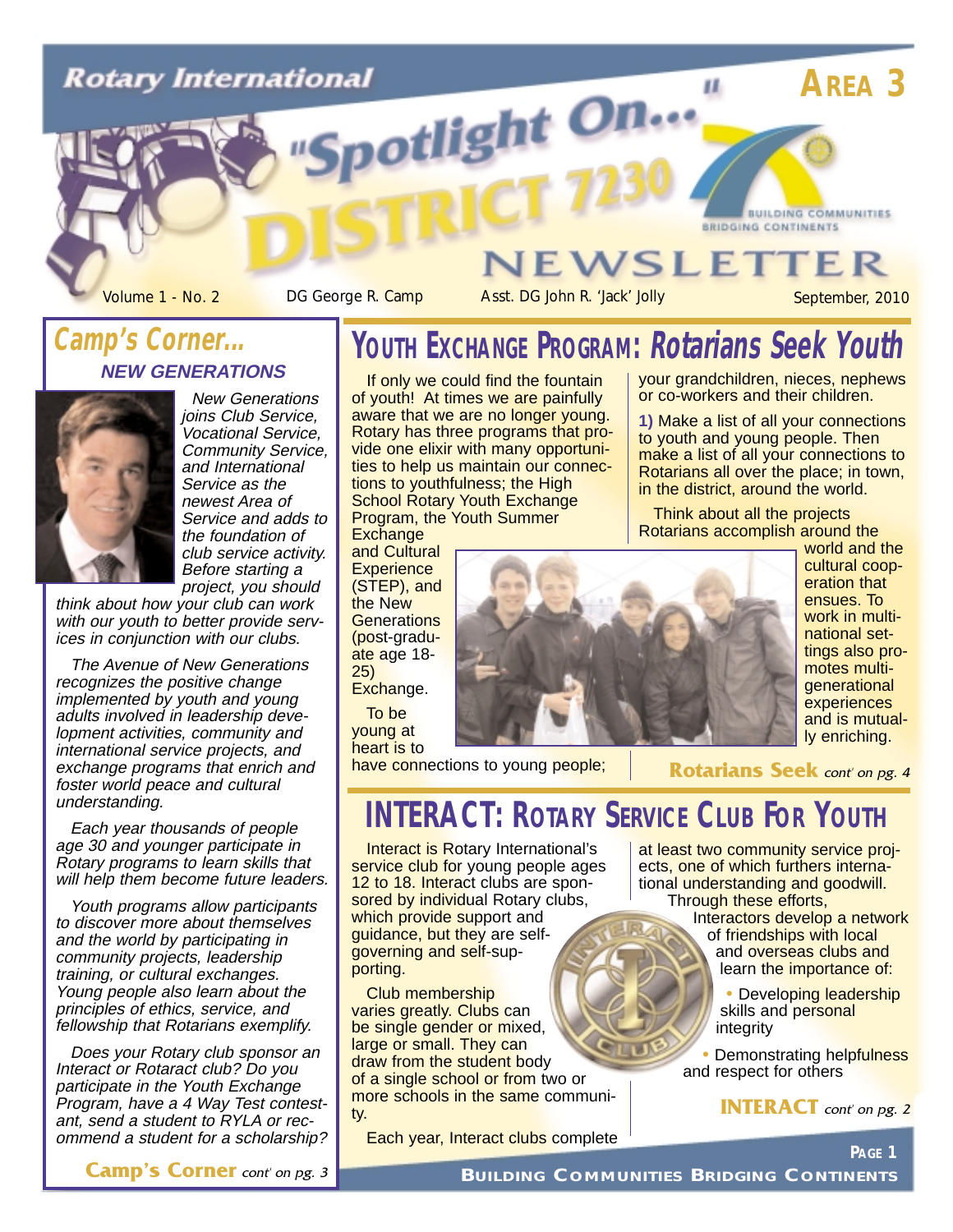Rotary International

# "Spotlight On..." District 7230 Newsletter

**AREA 3**

BUILDING COMMUNITIES BRIDGING CONTINENTS

Volume 1 - No. 2 | DG George R. Camp | Asst. DG John R. 'Jack' Jolly | September, 2010

## Camp's Corner...

### NEW GENERATIONS

*New Generations joins Club Service, Vocational Service, Community Service, and International Service as the newest Area of Service and adds to the foundation of club service activity. Before starting a project, you should think about how your club can work with our youth to better provide services in conjunction with our clubs.*

*The Avenue of New Generations recognizes the positive change implemented by youth and young adults involved in leadership development activities, community and international service projects, and exchange programs that enrich and foster world peace and cultural understanding.*

*Each year thousands of people age 30 and younger participate in Rotary programs to learn skills that will help them become future leaders.*

*Youth programs allow participants to discover more about themselves and the world by participating in community projects, leadership training, or cultural exchanges. Young people also learn about the principles of ethics, service, and fellowship that Rotarians exemplify.*

*Does your Rotary club sponsor an Interact or Rotaract club? Do you participate in the Youth Exchange Program, have a 4 Way Test contestant, send a student to RYLA or recommend a student for a scholarship?*

**Camp's Corner** *cont' on pg. 3*

## YOUTH EXCHANGE PROGRAM: *Rotarians Seek Youth*

If only we could find the fountain of youth! At times we are painfully aware that we are no longer young. Rotary has three programs that provide one elixir with many opportunities to help us maintain our connections to youthfulness; the High School Rotary Youth Exchange Program, the Youth Summer Exchange and Cultural Experience (STEP), and the New Generations (post-graduate age 18-25) Exchange.

To be young at heart is to have connections to young people; your grandchildren, nieces, nephews or co-workers and their children.

**1)** Make a list of all your connections to youth and young people. Then make a list of all your connections to Rotarians all over the place; in town, in the district, around the world.

Think about all the projects Rotarians accomplish around the world and the cultural cooperation that ensues. To work in multinational settings also promotes multigenerational experiences and is mutually enriching.

**Rotarians Seek** *cont' on pg. 4*

## INTERACT: ROTARY SERVICE CLUB FOR YOUTH

Interact is Rotary International's service club for young people ages 12 to 18. Interact clubs are sponsored by individual Rotary clubs, which provide support and guidance, but they are self-governing and self-supporting.

Club membership varies greatly. Clubs can be single gender or mixed, large or small. They can draw from the student body of a single school or from two or more schools in the same community.

Each year, Interact clubs complete at least two community service projects, one of which furthers international understanding and goodwill. Through these efforts, Interactors develop a network of friendships with local and overseas clubs and learn the importance of:

- Developing leadership skills and personal integrity
- Demonstrating helpfulness and respect for others

**INTERACT** *cont' on pg. 2*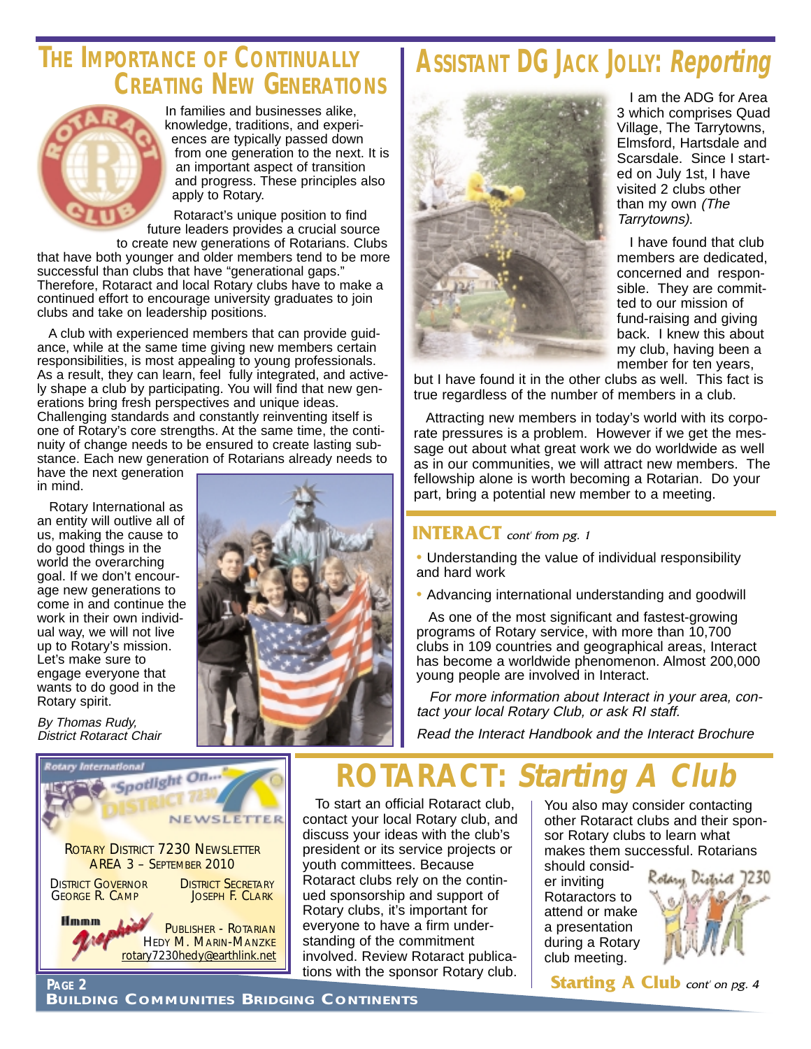## THE IMPORTANCE OF CONTINUALLY CREATING NEW GENERATIONS

In families and businesses alike, knowledge, traditions, and experiences are typically passed down from one generation to the next. It is an important aspect of transition and progress. These principles also apply to Rotary.

Rotaract's unique position to find future leaders provides a crucial source to create new generations of Rotarians. Clubs that have both younger and older members tend to be more successful than clubs that have "generational gaps." Therefore, Rotaract and local Rotary clubs have to make a continued effort to encourage university graduates to join clubs and take on leadership positions.

A club with experienced members that can provide guidance, while at the same time giving new members certain responsibilities, is most appealing to young professionals. As a result, they can learn, feel fully integrated, and actively shape a club by participating. You will find that new generations bring fresh perspectives and unique ideas. Challenging standards and constantly reinventing itself is one of Rotary's core strengths. At the same time, the continuity of change needs to be ensured to create lasting substance. Each new generation of Rotarians already needs to have the next generation in mind.

Rotary International as an entity will outlive all of us, making the cause to do good things in the world the overarching goal. If we don't encourage new generations to come in and continue the work in their own individual way, we will not live up to Rotary's mission. Let's make sure to engage everyone that wants to do good in the Rotary spirit.

*By Thomas Rudy, District Rotaract Chair*

## ASSISTANT DG JACK JOLLY: *Reporting*

I am the ADG for Area 3 which comprises Quad Village, The Tarrytowns, Elmsford, Hartsdale and Scarsdale. Since I started on July 1st, I have visited 2 clubs other than my own *(The Tarrytowns)*.

I have found that club members are dedicated, concerned and responsible. They are committed to our mission of fund-raising and giving back. I knew this about my club, having been a member for ten years, but I have found it in the other clubs as well. This fact is true regardless of the number of members in a club.

Attracting new members in today's world with its corporate pressures is a problem. However if we get the message out about what great work we do worldwide as well as in our communities, we will attract new members. The fellowship alone is worth becoming a Rotarian. Do your part, bring a potential new member to a meeting.

## INTERACT *cont' from pg. 1*

- Understanding the value of individual responsibility and hard work
- Advancing international understanding and goodwill

As one of the most significant and fastest-growing programs of Rotary service, with more than 10,700 clubs in 109 countries and geographical areas, Interact has become a worldwide phenomenon. Almost 200,000 young people are involved in Interact.

*For more information about Interact in your area, contact your local Rotary Club, or ask RI staff.*

*Read the Interact Handbook and the Interact Brochure*

Rotary International "Spotlight On... District 7230" NEWSLETTER

ROTARY DISTRICT 7230 NEWSLETTER
AREA 3 – SEPTEMBER 2010

DISTRICT GOVERNOR
GEORGE R. CAMP

DISTRICT SECRETARY
JOSEPH F. CLARK

Hmmm Graphics!
PUBLISHER - ROTARIAN
HEDY M. MARIN-MANZKE
rotary7230hedy@earthlink.net

## ROTARACT: *Starting A Club*

To start an official Rotaract club, contact your local Rotary club, and discuss your ideas with the club's president or its service projects or youth committees. Because Rotaract clubs rely on the continued sponsorship and support of Rotary clubs, it's important for everyone to have a firm understanding of the commitment involved. Review Rotaract publications with the sponsor Rotary club.

You also may consider contacting other Rotaract clubs and their sponsor Rotary clubs to learn what makes them successful. Rotarians should consider inviting Rotaractors to attend or make a presentation during a Rotary club meeting.

**Starting A Club** *cont' on pg. 4*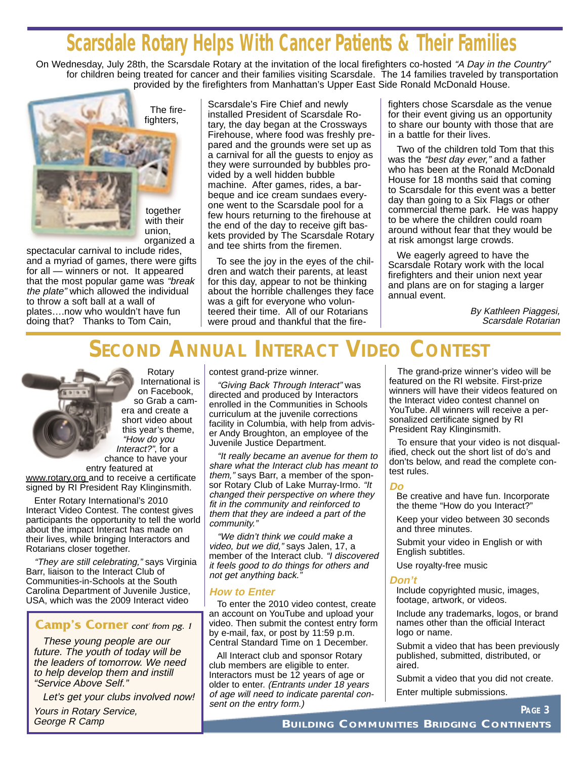# Scarsdale Rotary Helps With Cancer Patients & Their Families

On Wednesday, July 28th, the Scarsdale Rotary at the invitation of the local firefighters co-hosted *"A Day in the Country"* for children being treated for cancer and their families visiting Scarsdale. The 14 families traveled by transportation provided by the firefighters from Manhattan's Upper East Side Ronald McDonald House.

The firefighters, together with their union, organized a spectacular carnival to include rides, and a myriad of games, there were gifts for all — winners or not. It appeared that the most popular game was *"break the plate"* which allowed the individual to throw a soft ball at a wall of plates….now who wouldn't have fun doing that? Thanks to Tom Cain, Scarsdale's Fire Chief and newly installed President of Scarsdale Rotary, the day began at the Crossways Firehouse, where food was freshly prepared and the grounds were set up as a carnival for all the guests to enjoy as they were surrounded by bubbles provided by a well hidden bubble machine. After games, rides, a barbeque and ice cream sundaes everyone went to the Scarsdale pool for a few hours returning to the firehouse at the end of the day to receive gift baskets provided by The Scarsdale Rotary and tee shirts from the firemen.

To see the joy in the eyes of the children and watch their parents, at least for this day, appear to not be thinking about the horrible challenges they face was a gift for everyone who volunteered their time. All of our Rotarians were proud and thankful that the firefighters chose Scarsdale as the venue for their event giving us an opportunity to share our bounty with those that are in a battle for their lives.

Two of the children told Tom that this was the *"best day ever,"* and a father who has been at the Ronald McDonald House for 18 months said that coming to Scarsdale for this event was a better day than going to a Six Flags or other commercial theme park. He was happy to be where the children could roam around without fear that they would be at risk amongst large crowds.

We eagerly agreed to have the Scarsdale Rotary work with the local firefighters and their union next year and plans are on for staging a larger annual event.

*By Kathleen Piaggesi, Scarsdale Rotarian*

# Second Annual Interact Video Contest

Rotary International is on Facebook, so Grab a camera and create a short video about this year's theme, *"How do you Interact?"*, for a chance to have your entry featured at www.rotary.org and to receive a certificate signed by RI President Ray Klinginsmith.

Enter Rotary International's 2010 Interact Video Contest. The contest gives participants the opportunity to tell the world about the impact Interact has made on their lives, while bringing Interactors and Rotarians closer together.

*"They are still celebrating,"* says Virginia Barr, liaison to the Interact Club of Communities-in-Schools at the South Carolina Department of Juvenile Justice, USA, which was the 2009 Interact video contest grand-prize winner.

*"Giving Back Through Interact"* was directed and produced by Interactors enrolled in the Communities in Schools curriculum at the juvenile corrections facility in Columbia, with help from adviser Andy Broughton, an employee of the Juvenile Justice Department.

*"It really became an avenue for them to share what the Interact club has meant to them,"* says Barr, a member of the sponsor Rotary Club of Lake Murray-Irmo. *"It changed their perspective on where they fit in the community and reinforced to them that they are indeed a part of the community."*

*"We didn't think we could make a video, but we did,"* says Jalen, 17, a member of the Interact club. *"I discovered it feels good to do things for others and not get anything back."*

### How to Enter

To enter the 2010 video contest, create an account on YouTube and upload your video. Then submit the contest entry form by e-mail, fax, or post by 11:59 p.m. Central Standard Time on 1 December.

All Interact club and sponsor Rotary club members are eligible to enter. Interactors must be 12 years of age or older to enter. *(Entrants under 18 years of age will need to indicate parental consent on the entry form.)*

The grand-prize winner's video will be featured on the RI website. First-prize winners will have their videos featured on the Interact video contest channel on YouTube. All winners will receive a personalized certificate signed by RI President Ray Klinginsmith.

To ensure that your video is not disqualified, check out the short list of do's and don'ts below, and read the complete contest rules.

### Do

- Be creative and have fun. Incorporate the theme "How do you Interact?"
- Keep your video between 30 seconds and three minutes.
- Submit your video in English or with English subtitles.
- Use royalty-free music

### Don't

- Include copyrighted music, images, footage, artwork, or videos.
- Include any trademarks, logos, or brand names other than the official Interact logo or name.
- Submit a video that has been previously published, submitted, distributed, or aired.
- Submit a video that you did not create.
- Enter multiple submissions.

## Camp's Corner *cont' from pg. 1*

*These young people are our future. The youth of today will be the leaders of tomorrow. We need to help develop them and instill "Service Above Self."*

*Let's get your clubs involved now!*

*Yours in Rotary Service,*
*George R Camp*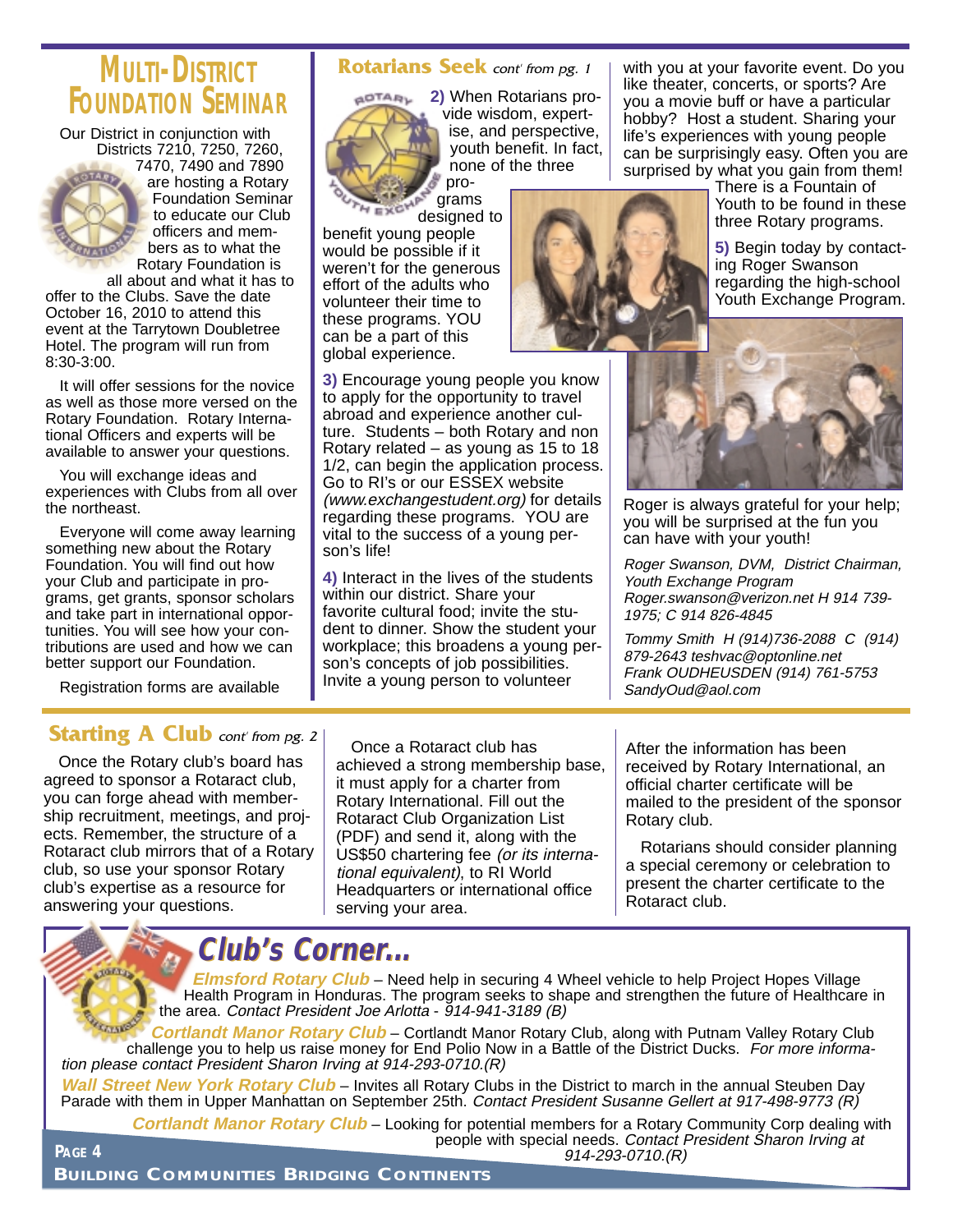## Multi-District Foundation Seminar

Our District in conjunction with Districts 7210, 7250, 7260, 7470, 7490 and 7890 are hosting a Rotary Foundation Seminar to educate our Club officers and members as to what the Rotary Foundation is all about and what it has to offer to the Clubs. Save the date October 16, 2010 to attend this event at the Tarrytown Doubletree Hotel. The program will run from 8:30-3:00.

It will offer sessions for the novice as well as those more versed on the Rotary Foundation. Rotary International Officers and experts will be available to answer your questions.

You will exchange ideas and experiences with Clubs from all over the northeast.

Everyone will come away learning something new about the Rotary Foundation. You will find out how your Club and participate in programs, get grants, sponsor scholars and take part in international opportunities. You will see how your contributions are used and how we can better support our Foundation.

Registration forms are available

## Rotarians Seek *cont' from pg. 1*

**2)** When Rotarians provide wisdom, expertise, and perspective, youth benefit. In fact, none of the three programs designed to benefit young people would be possible if it weren't for the generous effort of the adults who volunteer their time to these programs. YOU can be a part of this global experience.

**3)** Encourage young people you know to apply for the opportunity to travel abroad and experience another culture. Students – both Rotary and non Rotary related – as young as 15 to 18 1/2, can begin the application process. Go to RI's or our ESSEX website *(www.exchangestudent.org)* for details regarding these programs. YOU are vital to the success of a young person's life!

**4)** Interact in the lives of the students within our district. Share your favorite cultural food; invite the student to dinner. Show the student your workplace; this broadens a young person's concepts of job possibilities. Invite a young person to volunteer with you at your favorite event. Do you like theater, concerts, or sports? Are you a movie buff or have a particular hobby? Host a student. Sharing your life's experiences with young people can be surprisingly easy. Often you are surprised by what you gain from them! There is a Fountain of Youth to be found in these three Rotary programs.

**5)** Begin today by contacting Roger Swanson regarding the high-school Youth Exchange Program.

Roger is always grateful for your help; you will be surprised at the fun you can have with your youth!

*Roger Swanson, DVM, District Chairman, Youth Exchange Program Roger.swanson@verizon.net H 914 739-1975; C 914 826-4845*

*Tommy Smith H (914)736-2088 C (914) 879-2643 teshvac@optonline.net Frank OUDHEUSDEN (914) 761-5753 SandyOud@aol.com*

## Starting A Club *cont' from pg. 2*

Once the Rotary club's board has agreed to sponsor a Rotaract club, you can forge ahead with membership recruitment, meetings, and projects. Remember, the structure of a Rotaract club mirrors that of a Rotary club, so use your sponsor Rotary club's expertise as a resource for answering your questions.

Once a Rotaract club has achieved a strong membership base, it must apply for a charter from Rotary International. Fill out the Rotaract Club Organization List (PDF) and send it, along with the US$50 chartering fee *(or its international equivalent)*, to RI World Headquarters or international office serving your area.

After the information has been received by Rotary International, an official charter certificate will be mailed to the president of the sponsor Rotary club.

Rotarians should consider planning a special ceremony or celebration to present the charter certificate to the Rotaract club.

## Club's Corner...

***Elmsford Rotary Club*** – Need help in securing 4 Wheel vehicle to help Project Hopes Village Health Program in Honduras. The program seeks to shape and strengthen the future of Healthcare in the area. *Contact President Joe Arlotta - 914-941-3189 (B)*

***Cortlandt Manor Rotary Club*** – Cortlandt Manor Rotary Club, along with Putnam Valley Rotary Club challenge you to help us raise money for End Polio Now in a Battle of the District Ducks. *For more information please contact President Sharon Irving at 914-293-0710.(R)*

***Wall Street New York Rotary Club*** – Invites all Rotary Clubs in the District to march in the annual Steuben Day Parade with them in Upper Manhattan on September 25th. *Contact President Susanne Gellert at 917-498-9773 (R)*

***Cortlandt Manor Rotary Club*** – Looking for potential members for a Rotary Community Corp dealing with people with special needs. *Contact President Sharon Irving at 914-293-0710.(R)*

**Building Communities Bridging Continents**